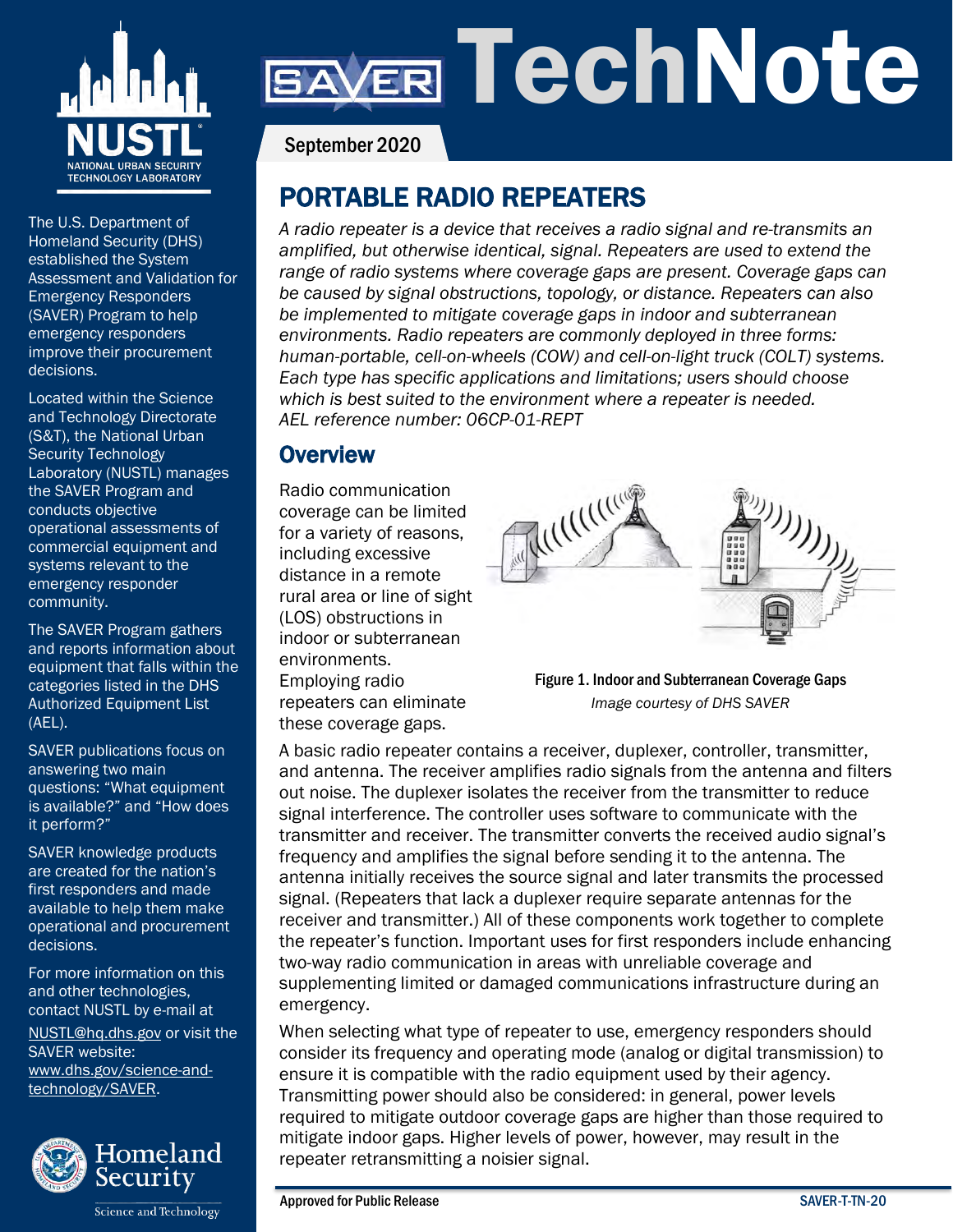# SAVER TechNote

September 2020

## PORTABLE RADIO REPEATERS

*A radio repeater is a device that receives a radio signal and re-transmits an amplified, but otherwise identical, signal. Repeaters are used to extend the range of radio systems where coverage gaps are present. Coverage gaps can be caused by signal obstructions, topology, or distance. Repeaters can also be implemented to mitigate coverage gaps in indoor and subterranean environments. Radio repeaters are commonly deployed in three forms: human-portable, cell-on-wheels (COW) and cell-on-light truck (COLT) systems. Each type has specific applications and limitations; users should choose which is best suited to the environment where a repeater is needed. AEL reference number: 06CP-01-REPT*

## Overview

Radio communication coverage can be limited for a variety of reasons, including excessive distance in a remote rural area or line of sight (LOS) obstructions in indoor or subterranean environments. Employing radio repeaters can eliminate these coverage gaps.

**Figure 1. Indoor and Subterranean Coverage Gaps**
*Image courtesy of DHS SAVER*

A basic radio repeater contains a receiver, duplexer, controller, transmitter, and antenna. The receiver amplifies radio signals from the antenna and filters out noise. The duplexer isolates the receiver from the transmitter to reduce signal interference. The controller uses software to communicate with the transmitter and receiver. The transmitter converts the received audio signal's frequency and amplifies the signal before sending it to the antenna. The antenna initially receives the source signal and later transmits the processed signal. (Repeaters that lack a duplexer require separate antennas for the receiver and transmitter.) All of these components work together to complete the repeater's function. Important uses for first responders include enhancing two-way radio communication in areas with unreliable coverage and supplementing limited or damaged communications infrastructure during an emergency.

When selecting what type of repeater to use, emergency responders should consider its frequency and operating mode (analog or digital transmission) to ensure it is compatible with the radio equipment used by their agency. Transmitting power should also be considered: in general, power levels required to mitigate outdoor coverage gaps are higher than those required to mitigate indoor gaps. Higher levels of power, however, may result in the repeater retransmitting a noisier signal.

---

NUSTL — National Urban Security Technology Laboratory

The U.S. Department of Homeland Security (DHS) established the System Assessment and Validation for Emergency Responders (SAVER) Program to help emergency responders improve their procurement decisions.

Located within the Science and Technology Directorate (S&T), the National Urban Security Technology Laboratory (NUSTL) manages the SAVER Program and conducts objective operational assessments of commercial equipment and systems relevant to the emergency responder community.

The SAVER Program gathers and reports information about equipment that falls within the categories listed in the DHS Authorized Equipment List (AEL).

SAVER publications focus on answering two main questions: "What equipment is available?" and "How does it perform?"

SAVER knowledge products are created for the nation's first responders and made available to help them make operational and procurement decisions.

For more information on this and other technologies, contact NUSTL by e-mail at NUSTL@hq.dhs.gov or visit the SAVER website: www.dhs.gov/science-and-technology/SAVER.

Homeland Security — Science and Technology

Approved for Public Release — SAVER-T-TN-20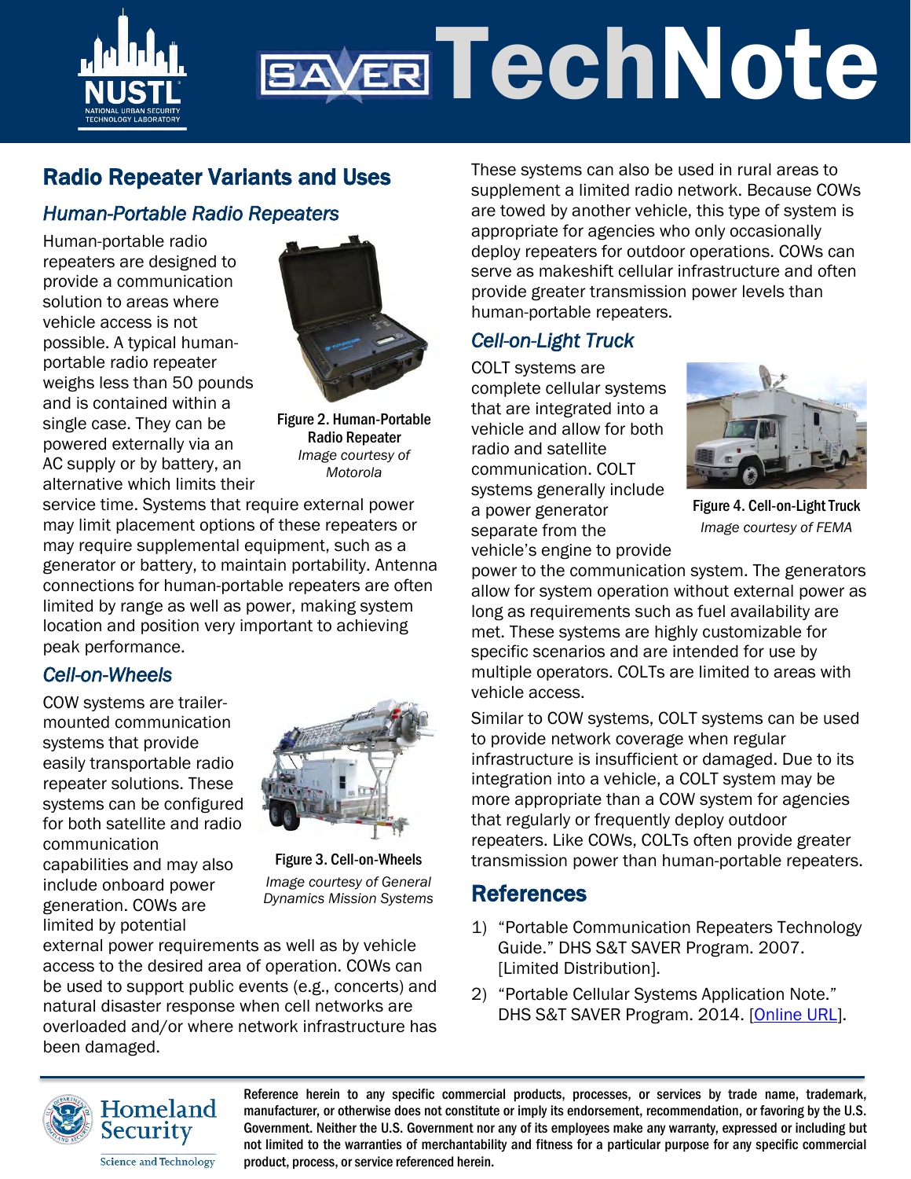## Radio Repeater Variants and Uses

### Human-Portable Radio Repeaters

Human-portable radio repeaters are designed to provide a communication solution to areas where vehicle access is not possible. A typical human-portable radio repeater weighs less than 50 pounds and is contained within a single case. They can be powered externally via an AC supply or by battery, an alternative which limits their service time. Systems that require external power may limit placement options of these repeaters or may require supplemental equipment, such as a generator or battery, to maintain portability. Antenna connections for human-portable repeaters are often limited by range as well as power, making system location and position very important to achieving peak performance.

**Figure 2. Human-Portable Radio Repeater**
*Image courtesy of Motorola*

### Cell-on-Wheels

COW systems are trailer-mounted communication systems that provide easily transportable radio repeater solutions. These systems can be configured for both satellite and radio communication capabilities and may also include onboard power generation. COWs are limited by potential external power requirements as well as by vehicle access to the desired area of operation. COWs can be used to support public events (e.g., concerts) and natural disaster response when cell networks are overloaded and/or where network infrastructure has been damaged.

**Figure 3. Cell-on-Wheels**
*Image courtesy of General Dynamics Mission Systems*

These systems can also be used in rural areas to supplement a limited radio network. Because COWs are towed by another vehicle, this type of system is appropriate for agencies who only occasionally deploy repeaters for outdoor operations. COWs can serve as makeshift cellular infrastructure and often provide greater transmission power levels than human-portable repeaters.

### Cell-on-Light Truck

COLT systems are complete cellular systems that are integrated into a vehicle and allow for both radio and satellite communication. COLT systems generally include a power generator separate from the vehicle's engine to provide power to the communication system. The generators allow for system operation without external power as long as requirements such as fuel availability are met. These systems are highly customizable for specific scenarios and are intended for use by multiple operators. COLTs are limited to areas with vehicle access.

**Figure 4. Cell-on-Light Truck**
*Image courtesy of FEMA*

Similar to COW systems, COLT systems can be used to provide network coverage when regular infrastructure is insufficient or damaged. Due to its integration into a vehicle, a COLT system may be more appropriate than a COW system for agencies that regularly or frequently deploy outdoor repeaters. Like COWs, COLTs often provide greater transmission power than human-portable repeaters.

## References

1) "Portable Communication Repeaters Technology Guide." DHS S&T SAVER Program. 2007. [Limited Distribution].
2) "Portable Cellular Systems Application Note." DHS S&T SAVER Program. 2014. [Online URL].

Reference herein to any specific commercial products, processes, or services by trade name, trademark, manufacturer, or otherwise does not constitute or imply its endorsement, recommendation, or favoring by the U.S. Government. Neither the U.S. Government nor any of its employees make any warranty, expressed or including but not limited to the warranties of merchantability and fitness for a particular purpose for any specific commercial product, process, or service referenced herein.